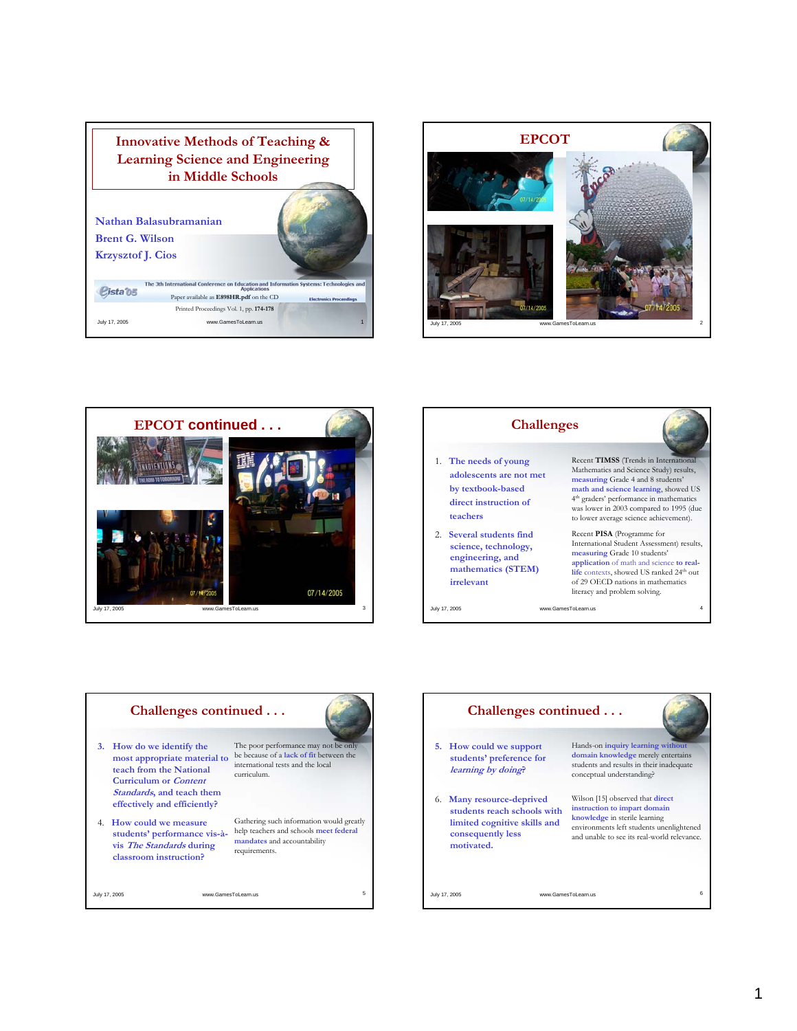# Innovative Methods of Teaching & Learning Science and Engineering in Middle Schools

Nathan Balasubramanian
Brent G. Wilson
Krzysztof J. Cios

The 3th International Conference on Education and Information Systems: Technologies and Applications

Paper available as **E898HR.pdf** on the CD

Electronic Proceedings

Printed Proceedings Vol. 1, pp. **174-178**

## EPCOT

## EPCOT continued . . .

## Challenges

1. The needs of young adolescents are not met by textbook-based direct instruction of teachers

Recent **TIMSS** (Trends in International Mathematics and Science Study) results, measuring Grade 4 and 8 students' math and science learning, showed US 4th graders' performance in mathematics was lower in 2003 compared to 1995 (due to lower average science achievement).

2. Several students find science, technology, engineering, and mathematics (STEM) irrelevant

Recent **PISA** (Programme for International Student Assessment) results, measuring Grade 10 students' application of math and science to real-life contexts, showed US ranked 24th out of 29 OECD nations in mathematics literacy and problem solving.

## Challenges continued . . .

3. How do we identify the most appropriate material to teach from the National Curriculum or *Content Standards*, and teach them effectively and efficiently?

The poor performance may not be only be because of a lack of fit between the international tests and the local curriculum.

4. How could we measure students' performance vis-à-vis *The Standards* during classroom instruction?

Gathering such information would greatly help teachers and schools meet federal mandates and accountability requirements.

## Challenges continued . . .

5. How could we support students' preference for *learning by doing*?

Hands-on inquiry learning without domain knowledge merely entertains students and results in their inadequate conceptual understanding?

6. Many resource-deprived students reach schools with limited cognitive skills and consequently less motivated.

Wilson [15] observed that direct instruction to impart domain knowledge in sterile learning environments left students unenlightened and unable to see its real-world relevance.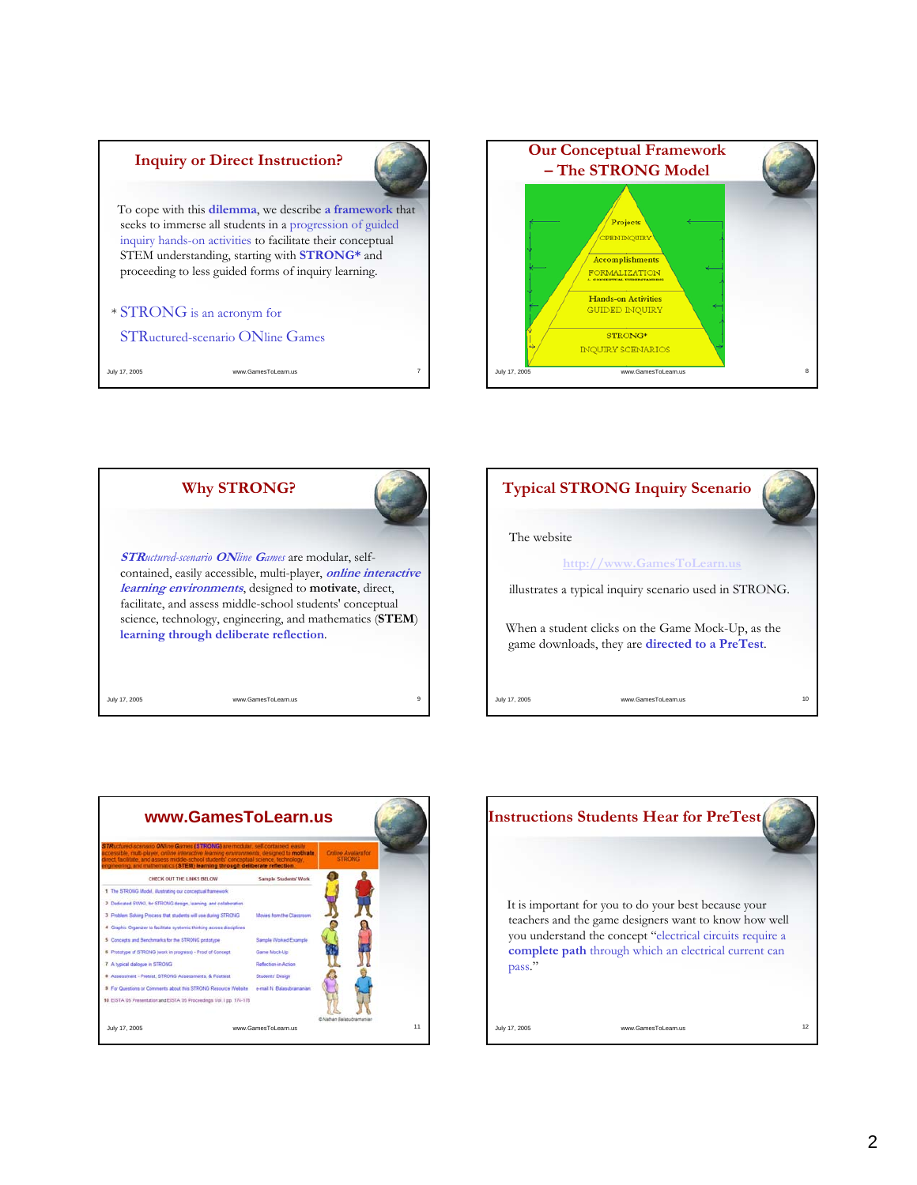## Inquiry or Direct Instruction?

To cope with this **dilemma**, we describe **a framework** that seeks to immerse all students in a progression of guided inquiry hands-on activities to facilitate their conceptual STEM understanding, starting with **STRONG*** and proceeding to less guided forms of inquiry learning.

* STRONG is an acronym for

STRuctured-scenario ONline Games

## Our Conceptual Framework – The STRONG Model

Projects
OPEN INQUIRY

Accomplishments
FORMALIZATION
& CONCEPTUAL UNDERSTANDING

Hands-on Activities
GUIDED INQUIRY

STRONG*
INQUIRY SCENARIOS

## Why STRONG?

***STRuctured-scenario ONline Games*** are modular, self-contained, easily accessible, multi-player, ***online interactive learning environments***, designed to **motivate**, direct, facilitate, and assess middle-school students' conceptual science, technology, engineering, and mathematics (**STEM**) **learning through deliberate reflection**.

## Typical STRONG Inquiry Scenario

The website

http://www.GamesToLearn.us

illustrates a typical inquiry scenario used in STRONG.

When a student clicks on the Game Mock-Up, as the game downloads, they are **directed to a PreTest**.

## www.GamesToLearn.us

*STRuctured-scenario ONline Games* (**STRONG**) are modular, self-contained, easily accessible, multi-player, online interactive learning environments, designed to **motivate**, direct, facilitate, and assess middle-school students' conceptual science, technology, engineering, and mathematics (**STEM**) **learning through deliberate reflection**.

Online Avatars for STRONG

CHECK OUT THE LINKS BELOW

| | Sample Students' Work |
|---|---|
| 1 The STRONG Model, illustrating our conceptual framework | |
| 2 Dedicated SWIKI, for STRONG design, learning, and collaboration | |
| 3 Problem Solving Process that students will use during STRONG | Moves from the Classroom |
| 4 Graphic Organizer to facilitate systemic thinking across disciplines | |
| 5 Concepts and Benchmarks for the STRONG prototype | Sample Worked Example |
| 6 Prototype of STRONG (work in progress) - Proof of Concept | Game Mock-Up |
| 7 A typical dialogue in STRONG | Reflection-in-Action |
| 8 Assessment - Pretest, STRONG Assessments, & Posttest | Students' Design |
| 9 For Questions or Comments about this STRONG Resource Website | e-mail N. Balasubramanian |
| 10 EISTA 05 Presentation and EISTA 05 Proceedings Vol. I pp. 171-176 | |

©Nathan Balasubramanian

## Instructions Students Hear for PreTest

It is important for you to do your best because your teachers and the game designers want to know how well you understand the concept "electrical circuits require a **complete path** through which an electrical current can pass."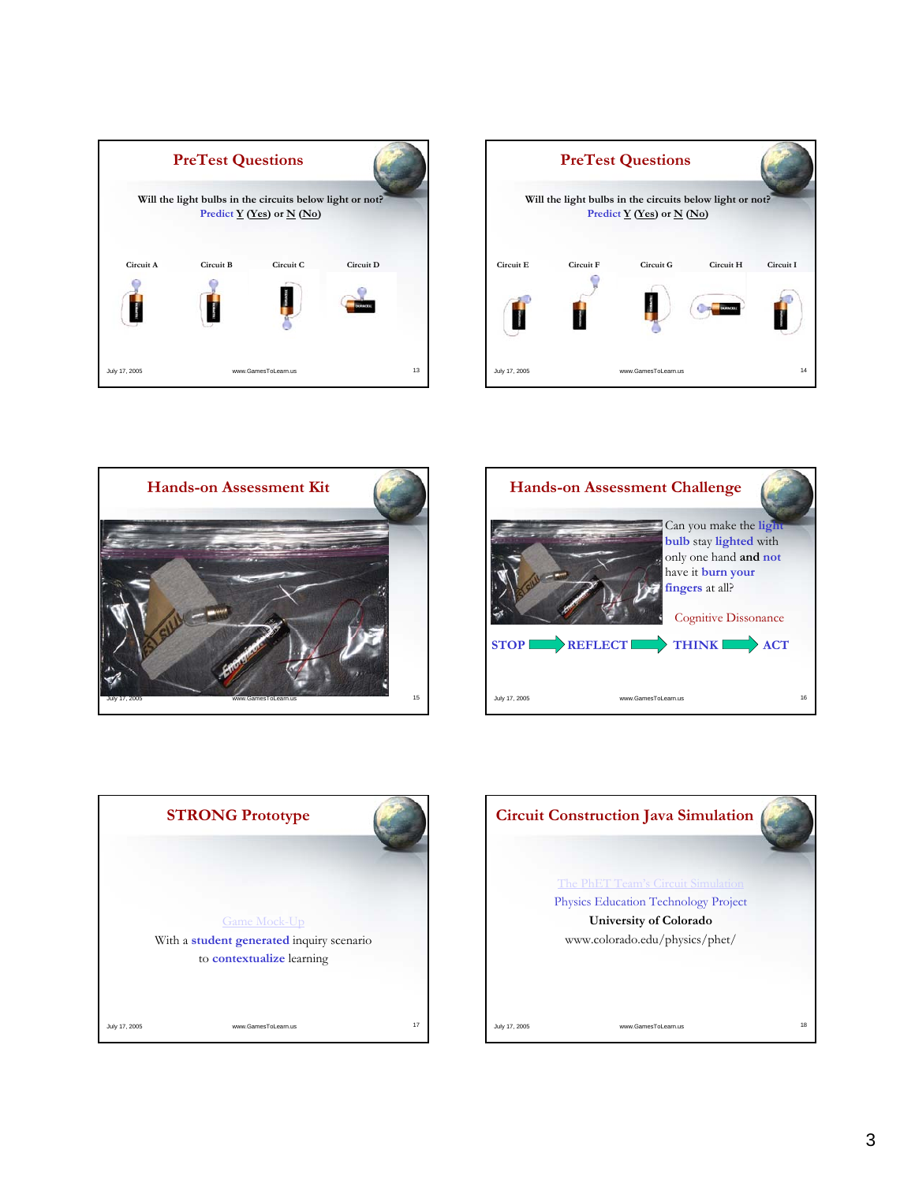## PreTest Questions

Will the light bulbs in the circuits below light or not?
Predict Y (Yes) or N (No)

Circuit A  Circuit B  Circuit C  Circuit D

## PreTest Questions

Will the light bulbs in the circuits below light or not?
Predict Y (Yes) or N (No)

Circuit E  Circuit F  Circuit G  Circuit H  Circuit I

## Hands-on Assessment Kit

## Hands-on Assessment Challenge

Can you make the light bulb stay lighted with only one hand **and** not have it burn your fingers at all?

Cognitive Dissonance

STOP → REFLECT → THINK → ACT

## STRONG Prototype

Game Mock-Up

With a **student generated** inquiry scenario to **contextualize** learning

## Circuit Construction Java Simulation

The PhET Team's Circuit Simulation

Physics Education Technology Project

**University of Colorado**

www.colorado.edu/physics/phet/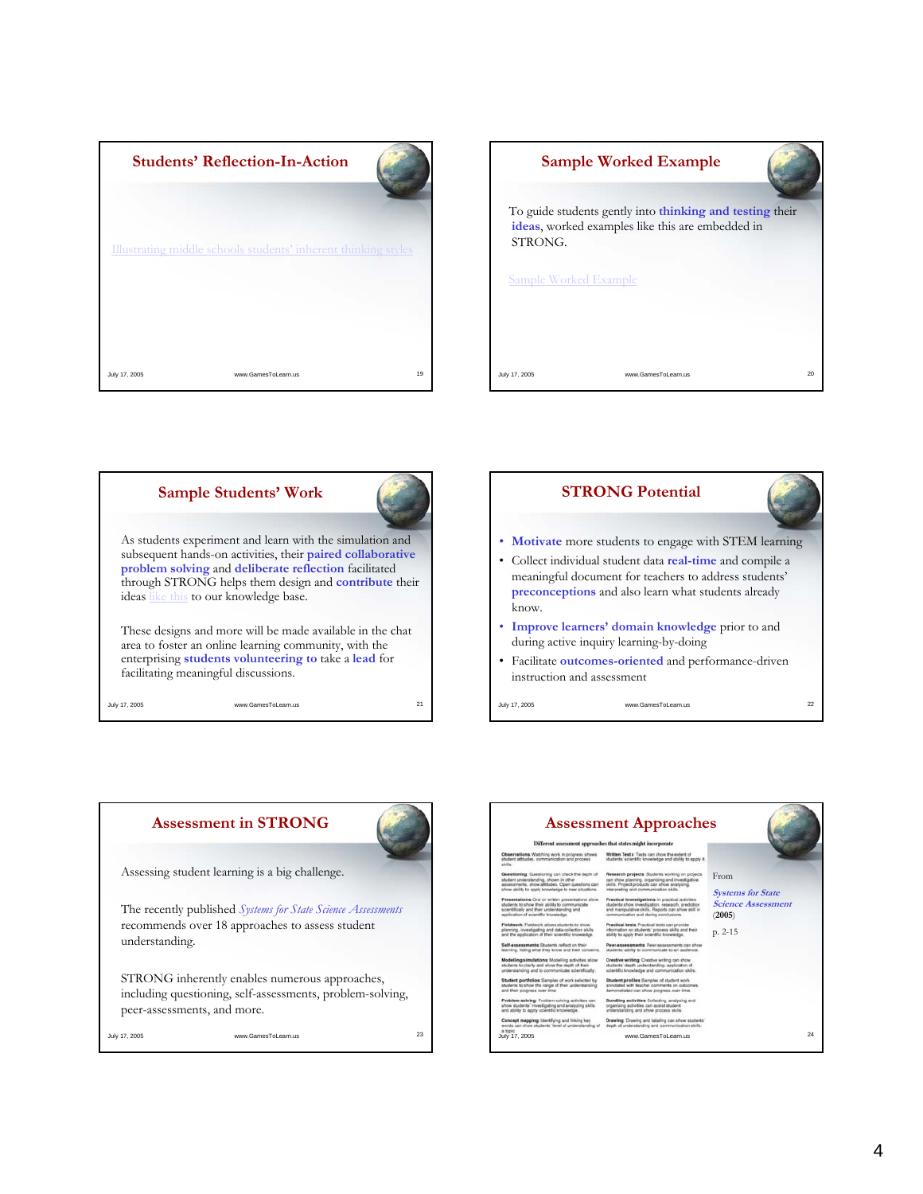## Students' Reflection-In-Action

Illustrating middle schools students' inherent thinking styles

## Sample Worked Example

To guide students gently into **thinking and testing** their **ideas**, worked examples like this are embedded in STRONG.

Sample Worked Example

## Sample Students' Work

As students experiment and learn with the simulation and subsequent hands-on activities, their **paired collaborative problem solving** and **deliberate reflection** facilitated through STRONG helps them design and **contribute** their ideas like this to our knowledge base.

These designs and more will be made available in the chat area to foster an online learning community, with the enterprising **students volunteering to** take a **lead** for facilitating meaningful discussions.

## STRONG Potential

- **Motivate** more students to engage with STEM learning
- Collect individual student data **real-time** and compile a meaningful document for teachers to address students' **preconceptions** and also learn what students already know.
- **Improve learners' domain knowledge** prior to and during active inquiry learning-by-doing
- Facilitate **outcomes-oriented** and performance-driven instruction and assessment

## Assessment in STRONG

Assessing student learning is a big challenge.

The recently published *Systems for State Science Assessments* recommends over 18 approaches to assess student understanding.

STRONG inherently enables numerous approaches, including questioning, self-assessments, problem-solving, peer-assessments, and more.

## Assessment Approaches

**Different assessment approaches that states might incorporate**

| | |
|---|---|
| **Observations** Watching work in progress shows student attitudes, communication and process skills. | **Written Tests** Tests can show the extent of students' scientific knowledge and ability to apply it. |
| **Questioning** Questioning can check the depth of student understanding, shown in other assessments, show attitudes. Open questions can show ability to apply knowledge to new situations. | **Research projects** Students working on projects can show planning, organising and investigative skills. Project products can show analysing, interpreting and communication skills. |
| **Presentations** Oral or written presentations allow students to show their ability to communicate scientifically and their understanding and application of scientific knowledge. | **Practical investigations** In practical activities students show investigation, research, prediction and manipulative skills. Reports can show skill in communication and stating conclusions. |
| **Fieldwork** Fieldwork allows students to show planning, investigating and data-collection skills and the application of their scientific knowledge. | **Practical tests** Practical tests can provide information on students' process skills and their ability to apply their scientific knowledge. |
| **Self-assessments** Students reflect on their learning, listing what they know and their concerns. | **Peer-assessments** Peer-assessments can show students' ability to communicate to an audience. |
| **Modelling/simulations** Modelling activities allow students to clarify and show the depth of their understanding and to communicate scientifically. | **Creative writing** Creative writing can show students' depth understanding, application of scientific knowledge and communication skills. |
| **Student portfolios** Samples of work selected by students to show the range of their understanding and their progress over time. | **Student profiles** Samples of student work annotated with teacher comments on outcomes demonstrated can show progress over time. |
| **Problem-solving** Problem-solving activities can show students' investigating and analysing skills and ability to apply scientific knowledge. | **Bundling activities** Collecting, analysing and organising activities can assist student understanding and show process skills. |
| **Concept mapping** Identifying and linking key words can show students' level of understanding of a topic. | **Drawing** Drawing and labelling can show students' depth of understanding and communication skills. |

From

*Systems for State Science Assessment* (2005)

p. 2-15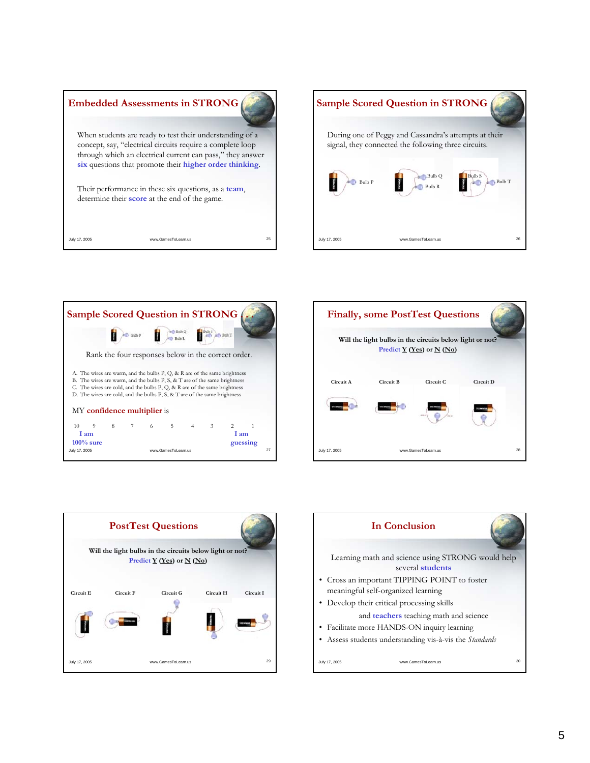## Embedded Assessments in STRONG

When students are ready to test their understanding of a concept, say, "electrical circuits require a complete loop through which an electrical current can pass," they answer six questions that promote their higher order thinking.

Their performance in these six questions, as a team, determine their score at the end of the game.

## Sample Scored Question in STRONG

During one of Peggy and Cassandra's attempts at their signal, they connected the following three circuits.

Bulb P

Bulb Q
Bulb R

Bulb S
Bulb T

## Sample Scored Question in STRONG

Bulb P — Bulb Q, Bulb R — Bulb S, Bulb T

Rank the four responses below in the correct order.

A. The wires are warm, and the bulbs P, Q, & R are of the same brightness
B. The wires are warm, and the bulbs P, S, & T are of the same brightness
C. The wires are cold, and the bulbs P, Q, & R are of the same brightness
D. The wires are cold, and the bulbs P, S, & T are of the same brightness

MY confidence multiplier is

10 9 8 7 6 5 4 3 2 1

I am 100% sure ... I am guessing

## Finally, some PostTest Questions

Will the light bulbs in the circuits below light or not?
Predict Y (Yes) or N (No)

Circuit A | Circuit B | Circuit C | Circuit D

## PostTest Questions

Will the light bulbs in the circuits below light or not?
Predict Y (Yes) or N (No)

Circuit E | Circuit F | Circuit G | Circuit H | Circuit I

## In Conclusion

Learning math and science using STRONG would help several students

- Cross an important TIPPING POINT to foster meaningful self-organized learning
- Develop their critical processing skills

and teachers teaching math and science

- Facilitate more HANDS-ON inquiry learning
- Assess students understanding vis-à-vis the *Standards*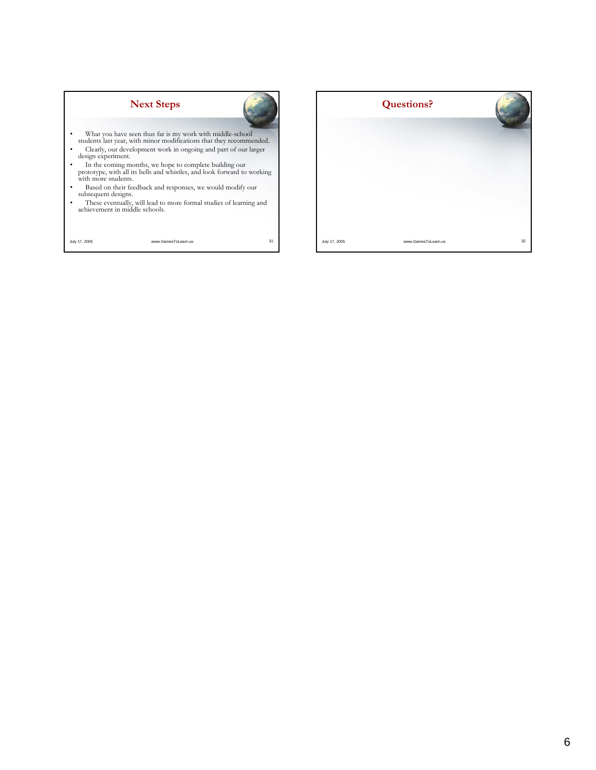## Next Steps

- What you have seen thus far is my work with middle-school students last year, with minor modifications that they recommended.
- Clearly, our development work in ongoing and part of our larger design experiment.
- In the coming months, we hope to complete building our prototype, with all its bells and whistles, and look forward to working with more students.
- Based on their feedback and responses, we would modify our subsequent designs.
- These eventually, will lead to more formal studies of learning and achievement in middle schools.

## Questions?